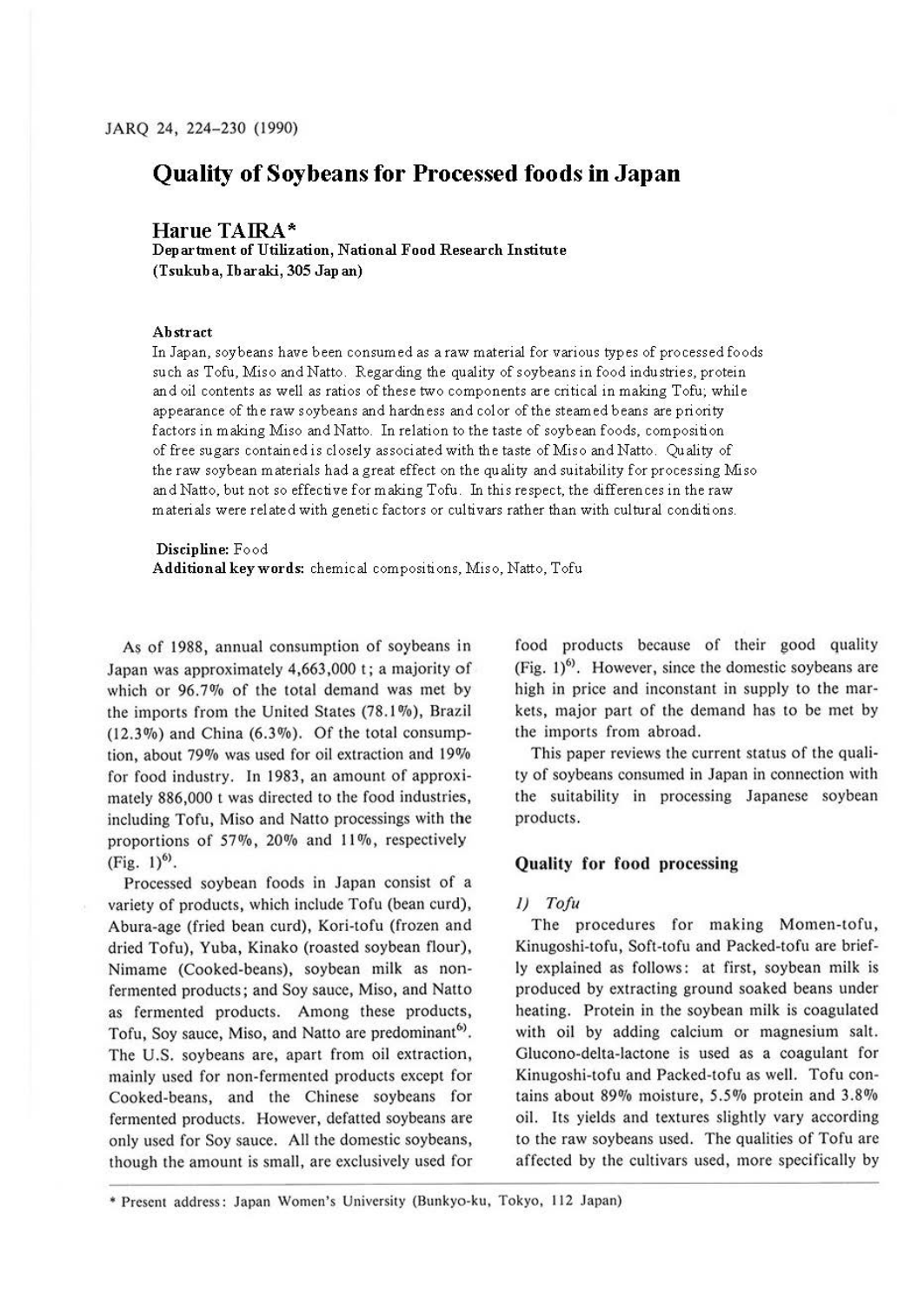# Quality of Soybeans for Processed foods in Japan

**Harue TAIRA***

**Department of Utilization, National Food Research Institute (Tsukuba, Ibaraki, 305 Japan)**

### Abstract

In Japan, soybeans have been consumed as a raw material for various types of processed foods such as Tofu, Miso and Natto. Regarding the quality of soybeans in food industries, protein and oil contents as well as ratios of these two components are critical in making Tofu; while appearance of the raw soybeans and hardness and color of the steamed beans are priority factors in making Miso and Natto. In relation to the taste of soybean foods, composition of free sugars contained is closely associated with the taste of Miso and Natto. Quality of the raw soybean materials had a great effect on the quality and suitability for processing Miso and Natto, but not so effective for making Tofu. In this respect, the differences in the raw materials were related with genetic factors or cultivars rather than with cultural conditions.

**Discipline:** Food
**Additional key words:** chemical compositions, Miso, Natto, Tofu

As of 1988, annual consumption of soybeans in Japan was approximately 4,663,000 t; a majority of which or 96.7% of the total demand was met by the imports from the United States (78.1%), Brazil (12.3%) and China (6.3%). Of the total consumption, about 79% was used for oil extraction and 19% for food industry. In 1983, an amount of approximately 886,000 t was directed to the food industries, including Tofu, Miso and Natto processings with the proportions of 57%, 20% and 11%, respectively (Fig. 1)[6].

Processed soybean foods in Japan consist of a variety of products, which include Tofu (bean curd), Abura-age (fried bean curd), Kori-tofu (frozen and dried Tofu), Yuba, Kinako (roasted soybean flour), Nimame (Cooked-beans), soybean milk as non-fermented products; and Soy sauce, Miso, and Natto as fermented products. Among these products, Tofu, Soy sauce, Miso, and Natto are predominant[6]. The U.S. soybeans are, apart from oil extraction, mainly used for non-fermented products except for Cooked-beans, and the Chinese soybeans for fermented products. However, defatted soybeans are only used for Soy sauce. All the domestic soybeans, though the amount is small, are exclusively used for food products because of their good quality (Fig. 1)[6]. However, since the domestic soybeans are high in price and inconstant in supply to the markets, major part of the demand has to be met by the imports from abroad.

This paper reviews the current status of the quality of soybeans consumed in Japan in connection with the suitability in processing Japanese soybean products.

## Quality for food processing

### 1) *Tofu*

The procedures for making Momen-tofu, Kinugoshi-tofu, Soft-tofu and Packed-tofu are briefly explained as follows: at first, soybean milk is produced by extracting ground soaked beans under heating. Protein in the soybean milk is coagulated with oil by adding calcium or magnesium salt. Glucono-delta-lactone is used as a coagulant for Kinugoshi-tofu and Packed-tofu as well. Tofu contains about 89% moisture, 5.5% protein and 3.8% oil. Its yields and textures slightly vary according to the raw soybeans used. The qualities of Tofu are affected by the cultivars used, more specifically by

\* Present address: Japan Women's University (Bunkyo-ku, Tokyo, 112 Japan)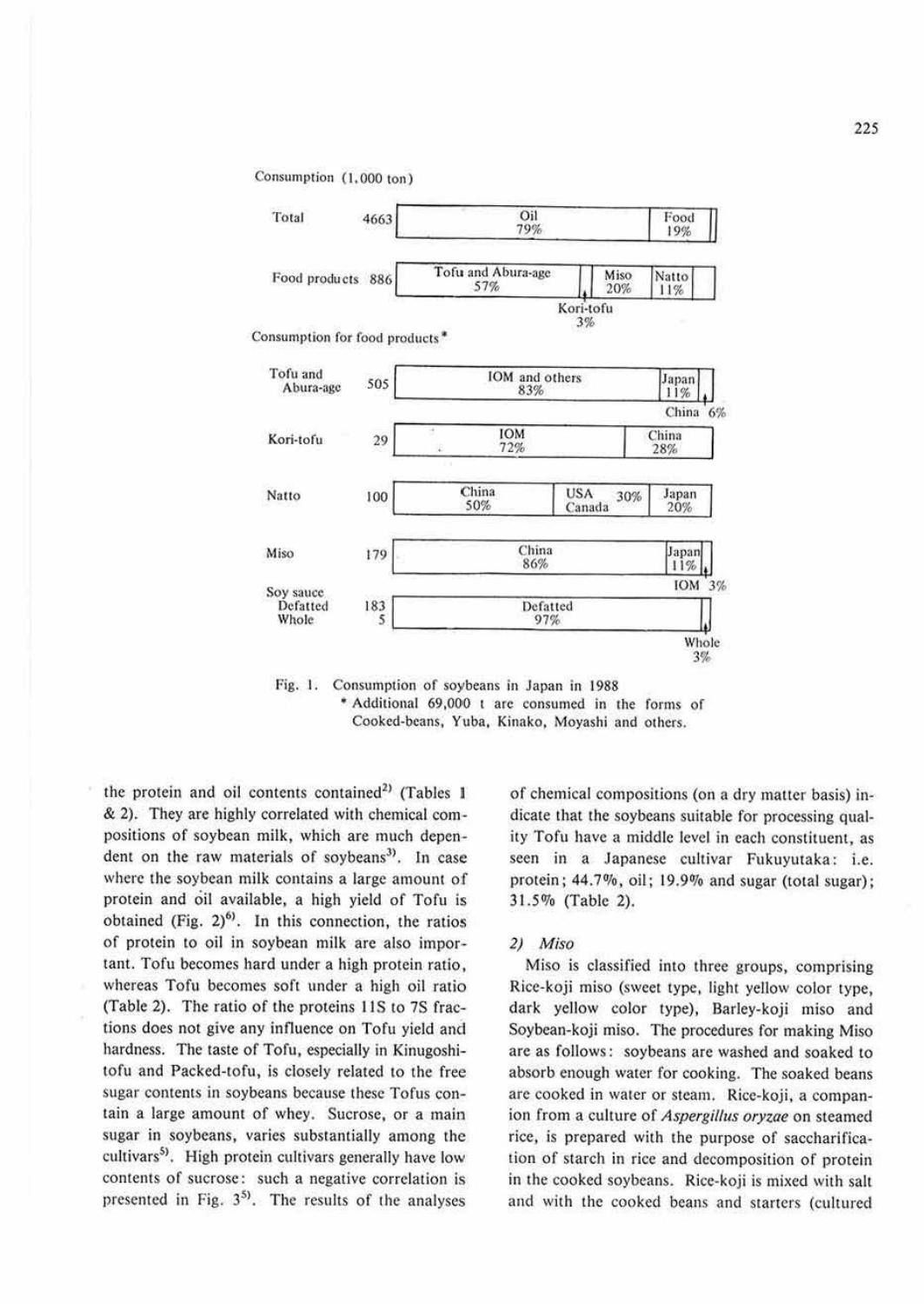Consumption (1,000 ton)

Total 4663 Oil 79% Food 19%

Food products 886 Tofu and Abura-age 57% Kori-tofu 3% Miso 20% Natto 11%

Consumption for food products*

Tofu and Abura-age 505 IOM and others 83% Japan 11% China 6%

Kori-tofu 29 IOM 72% China 28%

Natto 100 China 50% USA Canada 30% Japan 20%

Miso 179 China 86% Japan 11% IOM 3%

Soy sauce Defatted 183 Whole 5 Defatted 97% Whole 3%

Fig. 1. Consumption of soybeans in Japan in 1988
\* Additional 69,000 t are consumed in the forms of Cooked-beans, Yuba, Kinako, Moyashi and others.

the protein and oil contents contained[2] (Tables 1 & 2). They are highly correlated with chemical compositions of soybean milk, which are much dependent on the raw materials of soybeans[3]. In case where the soybean milk contains a large amount of protein and oil available, a high yield of Tofu is obtained (Fig. 2)[6]. In this connection, the ratios of protein to oil in soybean milk are also important. Tofu becomes hard under a high protein ratio, whereas Tofu becomes soft under a high oil ratio (Table 2). The ratio of the proteins 11S to 7S fractions does not give any influence on Tofu yield and hardness. The taste of Tofu, especially in Kinugoshi-tofu and Packed-tofu, is closely related to the free sugar contents in soybeans because these Tofus contain a large amount of whey. Sucrose, or a main sugar in soybeans, varies substantially among the cultivars[5]. High protein cultivars generally have low contents of sucrose: such a negative correlation is presented in Fig. 3[5]. The results of the analyses of chemical compositions (on a dry matter basis) indicate that the soybeans suitable for processing quality Tofu have a middle level in each constituent, as seen in a Japanese cultivar Fukuyutaka: i.e. protein; 44.7%, oil; 19.9% and sugar (total sugar); 31.5% (Table 2).

### 2) *Miso*

Miso is classified into three groups, comprising Rice-koji miso (sweet type, light yellow color type, dark yellow color type), Barley-koji miso and Soybean-koji miso. The procedures for making Miso are as follows: soybeans are washed and soaked to absorb enough water for cooking. The soaked beans are cooked in water or steam. Rice-koji, a companion from a culture of *Aspergillus oryzae* on steamed rice, is prepared with the purpose of saccharification of starch in rice and decomposition of protein in the cooked soybeans. Rice-koji is mixed with salt and with the cooked beans and starters (cultured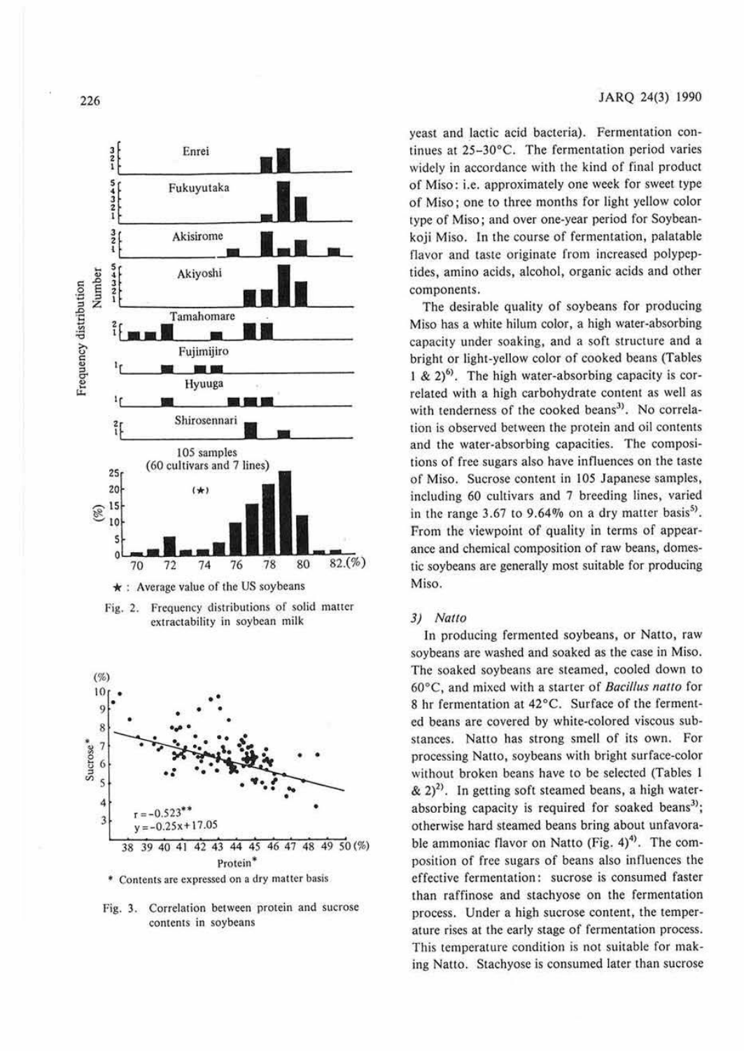Enrei

Fukuyutaka

Akisirome

Akiyoshi

Tamahomare

Fujimijiro

Hyuuga

Shirosennari

Frequency distribution Number

105 samples (60 cultivars and 7 lines)

(%)

(★)

70 72 74 76 78 80 82.(%)

★ : Average value of the US soybeans

Fig. 2. Frequency distributions of solid matter extractability in soybean milk

(%)

Sucrose*

r = −0.523**

y = −0.25x + 17.05

38 39 40 41 42 43 44 45 46 47 48 49 50 (%)

Protein*

\* Contents are expressed on a dry matter basis

Fig. 3. Correlation between protein and sucrose contents in soybeans

yeast and lactic acid bacteria). Fermentation continues at 25–30°C. The fermentation period varies widely in accordance with the kind of final product of Miso: i.e. approximately one week for sweet type of Miso; one to three months for light yellow color type of Miso; and over one-year period for Soybean-koji Miso. In the course of fermentation, palatable flavor and taste originate from increased polypeptides, amino acids, alcohol, organic acids and other components.

The desirable quality of soybeans for producing Miso has a white hilum color, a high water-absorbing capacity under soaking, and a soft structure and a bright or light-yellow color of cooked beans (Tables 1 & 2)[6]. The high water-absorbing capacity is correlated with a high carbohydrate content as well as with tenderness of the cooked beans[3]. No correlation is observed between the protein and oil contents and the water-absorbing capacities. The compositions of free sugars also have influences on the taste of Miso. Sucrose content in 105 Japanese samples, including 60 cultivars and 7 breeding lines, varied in the range 3.67 to 9.64% on a dry matter basis[5]. From the viewpoint of quality in terms of appearance and chemical composition of raw beans, domestic soybeans are generally most suitable for producing Miso.

### 3) *Natto*

In producing fermented soybeans, or Natto, raw soybeans are washed and soaked as the case in Miso. The soaked soybeans are steamed, cooled down to 60°C, and mixed with a starter of *Bacillus natto* for 8 hr fermentation at 42°C. Surface of the fermented beans are covered by white-colored viscous substances. Natto has strong smell of its own. For processing Natto, soybeans with bright surface-color without broken beans have to be selected (Tables 1 & 2)[2]. In getting soft steamed beans, a high water-absorbing capacity is required for soaked beans[3]; otherwise hard steamed beans bring about unfavorable ammoniac flavor on Natto (Fig. 4)[4]. The composition of free sugars of beans also influences the effective fermentation: sucrose is consumed faster than raffinose and stachyose on the fermentation process. Under a high sucrose content, the temperature rises at the early stage of fermentation process. This temperature condition is not suitable for making Natto. Stachyose is consumed later than sucrose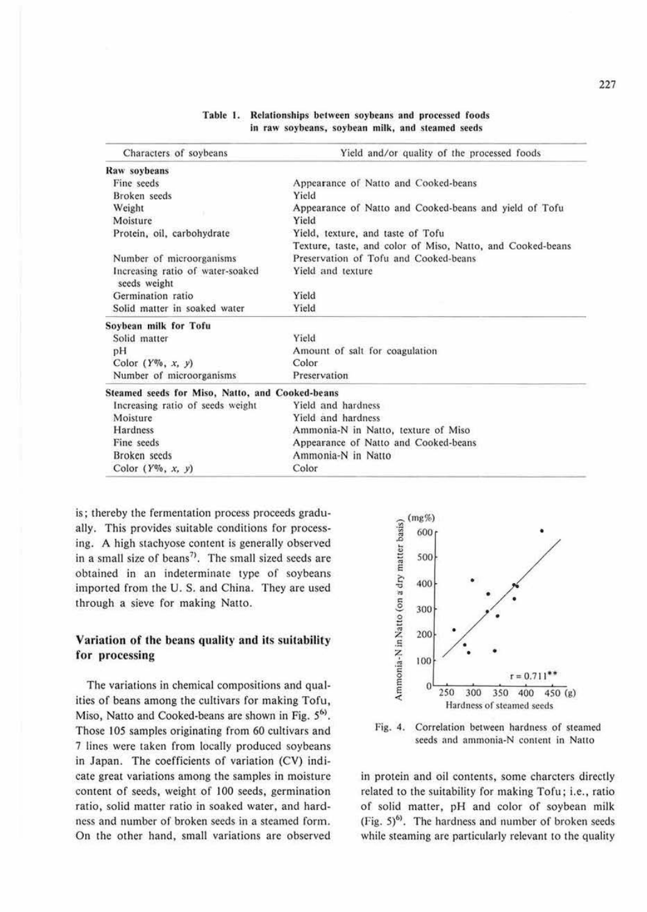**Table 1. Relationships between soybeans and processed foods in raw soybeans, soybean milk, and steamed seeds**

| Characters of soybeans | Yield and/or quality of the processed foods |
|---|---|
| **Raw soybeans** | |
| Fine seeds | Appearance of Natto and Cooked-beans |
| Broken seeds | Yield |
| Weight | Appearance of Natto and Cooked-beans and yield of Tofu |
| Moisture | Yield |
| Protein, oil, carbohydrate | Yield, texture, and taste of Tofu<br>Texture, taste, and color of Miso, Natto, and Cooked-beans |
| Number of microorganisms | Preservation of Tofu and Cooked-beans |
| Increasing ratio of water-soaked seeds weight | Yield and texture |
| Germination ratio | Yield |
| Solid matter in soaked water | Yield |
| **Soybean milk for Tofu** | |
| Solid matter | Yield |
| pH | Amount of salt for coagulation |
| Color ($Y\%$, $x$, $y$) | Color |
| Number of microorganisms | Preservation |
| **Steamed seeds for Miso, Natto, and Cooked-beans** | |
| Increasing ratio of seeds weight | Yield and hardness |
| Moisture | Yield and hardness |
| Hardness | Ammonia-N in Natto, texture of Miso |
| Fine seeds | Appearance of Natto and Cooked-beans |
| Broken seeds | Ammonia-N in Natto |
| Color ($Y\%$, $x$, $y$) | Color |

is; thereby the fermentation process proceeds gradually. This provides suitable conditions for processing. A high stachyose content is generally observed in a small size of beans[7]. The small sized seeds are obtained in an indeterminate type of soybeans imported from the U. S. and China. They are used through a sieve for making Natto.

## Variation of the beans quality and its suitability for processing

The variations in chemical compositions and qualities of beans among the cultivars for making Tofu, Miso, Natto and Cooked-beans are shown in Fig. 5[6]. Those 105 samples originating from 60 cultivars and 7 lines were taken from locally produced soybeans in Japan. The coefficients of variation (CV) indicate great variations among the samples in moisture content of seeds, weight of 100 seeds, germination ratio, solid matter ratio in soaked water, and hardness and number of broken seeds in a steamed form. On the other hand, small variations are observed in protein and oil contents, some charcters directly related to the suitability for making Tofu; i.e., ratio of solid matter, pH and color of soybean milk (Fig. 5)[6]. The hardness and number of broken seeds while steaming are particularly relevant to the quality

(mg%)
Ammonia-N in Natto (on a dry matter basis)
600
500
400
300
200
100
0
250 300 350 400 450 (g)
Hardness of steamed seeds
$r = 0.711^{**}$

Fig. 4. Correlation between hardness of steamed seeds and ammonia-N content in Natto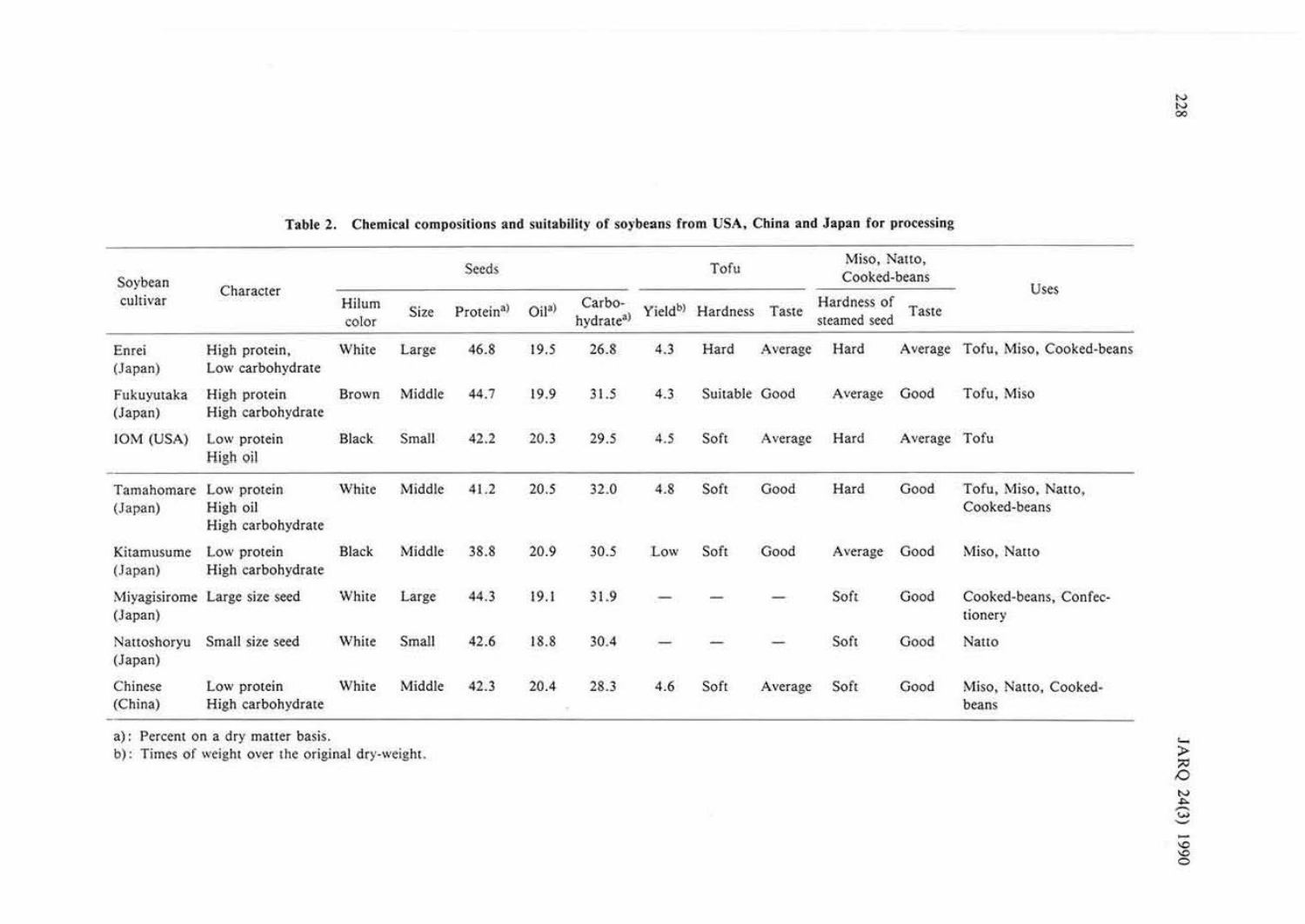Table 2. Chemical compositions and suitability of soybeans from USA, China and Japan for processing

| Soybean cultivar | Character | Seeds | | | | | Tofu | | | Miso, Natto, Cooked-beans | | Uses |
|---|---|---|---|---|---|---|---|---|---|---|---|---|
| | | Hilum color | Size | Protein[a] | Oil[a] | Carbo-hydrate[a] | Yield[b] | Hardness | Taste | Hardness of steamed seed | Taste | |
| Enrei (Japan) | High protein, Low carbohydrate | White | Large | 46.8 | 19.5 | 26.8 | 4.3 | Hard | Average | Hard | Average | Tofu, Miso, Cooked-beans |
| Fukuyutaka (Japan) | High protein High carbohydrate | Brown | Middle | 44.7 | 19.9 | 31.5 | 4.3 | Suitable | Good | Average | Good | Tofu, Miso |
| IOM (USA) | Low protein High oil | Black | Small | 42.2 | 20.3 | 29.5 | 4.5 | Soft | Average | Hard | Average | Tofu |
| Tamahomare (Japan) | Low protein High oil High carbohydrate | White | Middle | 41.2 | 20.5 | 32.0 | 4.8 | Soft | Good | Hard | Good | Tofu, Miso, Natto, Cooked-beans |
| Kitamusume (Japan) | Low protein High carbohydrate | Black | Middle | 38.8 | 20.9 | 30.5 | Low | Soft | Good | Average | Good | Miso, Natto |
| Miyagisirome (Japan) | Large size seed | White | Large | 44.3 | 19.1 | 31.9 | — | — | — | Soft | Good | Cooked-beans, Confectionery |
| Nattoshoryu (Japan) | Small size seed | White | Small | 42.6 | 18.8 | 30.4 | — | — | — | Soft | Good | Natto |
| Chinese (China) | Low protein High carbohydrate | White | Middle | 42.3 | 20.4 | 28.3 | 4.6 | Soft | Average | Soft | Good | Miso, Natto, Cooked-beans |

a): Percent on a dry matter basis.
b): Times of weight over the original dry-weight.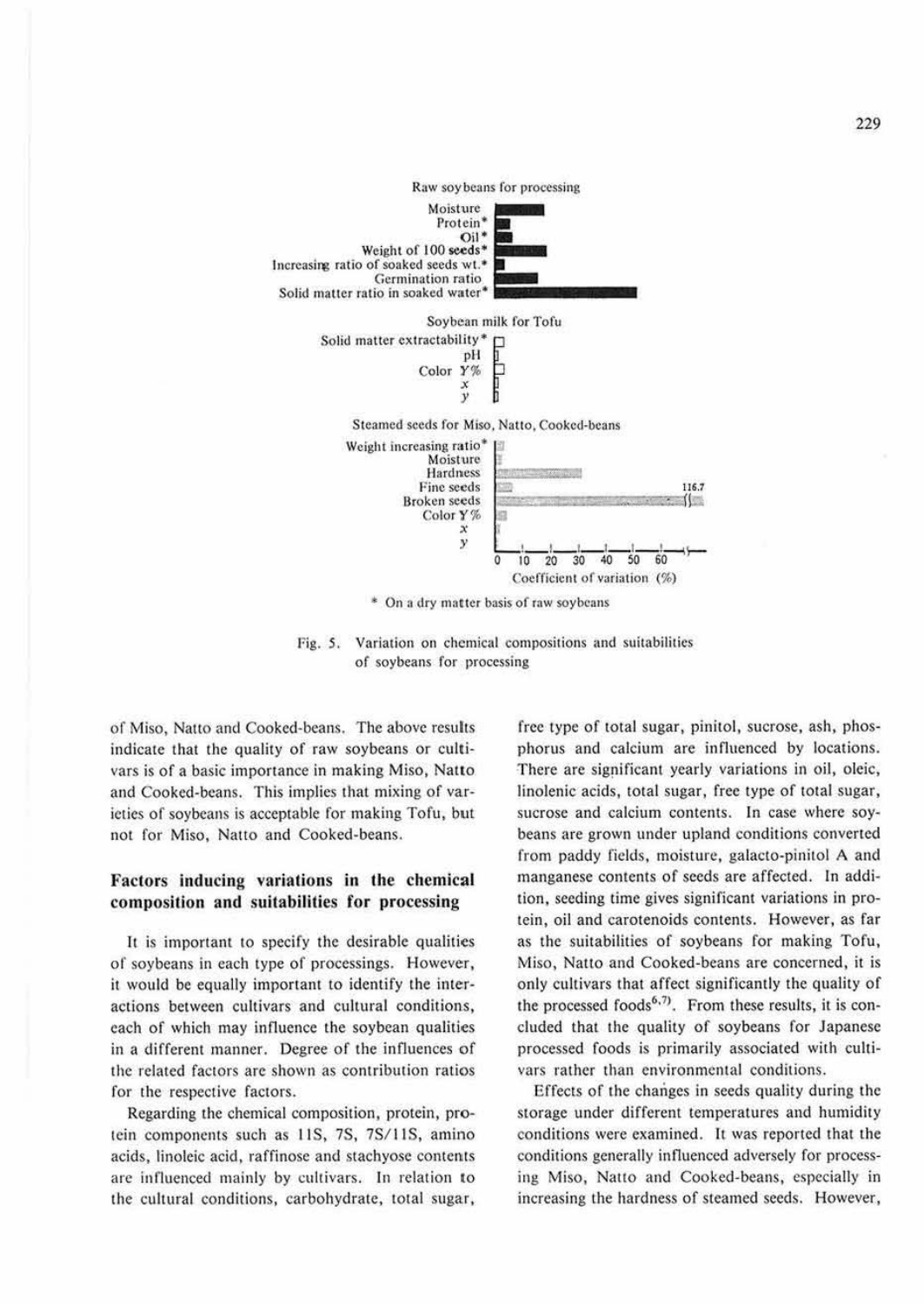Raw soybeans for processing

Moisture
Protein*
Oil*
Weight of 100 seeds*
Increasing ratio of soaked seeds wt.*
Germination ratio
Solid matter ratio in soaked water*

Soybean milk for Tofu

Solid matter extractability*
pH
Color Y%
x
y

Steamed seeds for Miso, Natto, Cooked-beans

Weight increasing ratio*
Moisture
Hardness
Fine seeds
Broken seeds
Color Y%
x
y

116.7

0 10 20 30 40 50 60

Coefficient of variation (%)

\* On a dry matter basis of raw soybeans

Fig. 5. Variation on chemical compositions and suitabilities of soybeans for processing

of Miso, Natto and Cooked-beans. The above results indicate that the quality of raw soybeans or cultivars is of a basic importance in making Miso, Natto and Cooked-beans. This implies that mixing of varieties of soybeans is acceptable for making Tofu, but not for Miso, Natto and Cooked-beans.

## Factors inducing variations in the chemical composition and suitabilities for processing

It is important to specify the desirable qualities of soybeans in each type of processings. However, it would be equally important to identify the interactions between cultivars and cultural conditions, each of which may influence the soybean qualities in a different manner. Degree of the influences of the related factors are shown as contribution ratios for the respective factors.

Regarding the chemical composition, protein, protein components such as 11S, 7S, 7S/11S, amino acids, linoleic acid, raffinose and stachyose contents are influenced mainly by cultivars. In relation to the cultural conditions, carbohydrate, total sugar, free type of total sugar, pinitol, sucrose, ash, phosphorus and calcium are influenced by locations. There are significant yearly variations in oil, oleic, linolenic acids, total sugar, free type of total sugar, sucrose and calcium contents. In case where soybeans are grown under upland conditions converted from paddy fields, moisture, galacto-pinitol A and manganese contents of seeds are affected. In addition, seeding time gives significant variations in protein, oil and carotenoids contents. However, as far as the suitabilities of soybeans for making Tofu, Miso, Natto and Cooked-beans are concerned, it is only cultivars that affect significantly the quality of the processed foods[6,7]. From these results, it is concluded that the quality of soybeans for Japanese processed foods is primarily associated with cultivars rather than environmental conditions.

Effects of the changes in seeds quality during the storage under different temperatures and humidity conditions were examined. It was reported that the conditions generally influenced adversely for processing Miso, Natto and Cooked-beans, especially in increasing the hardness of steamed seeds. However,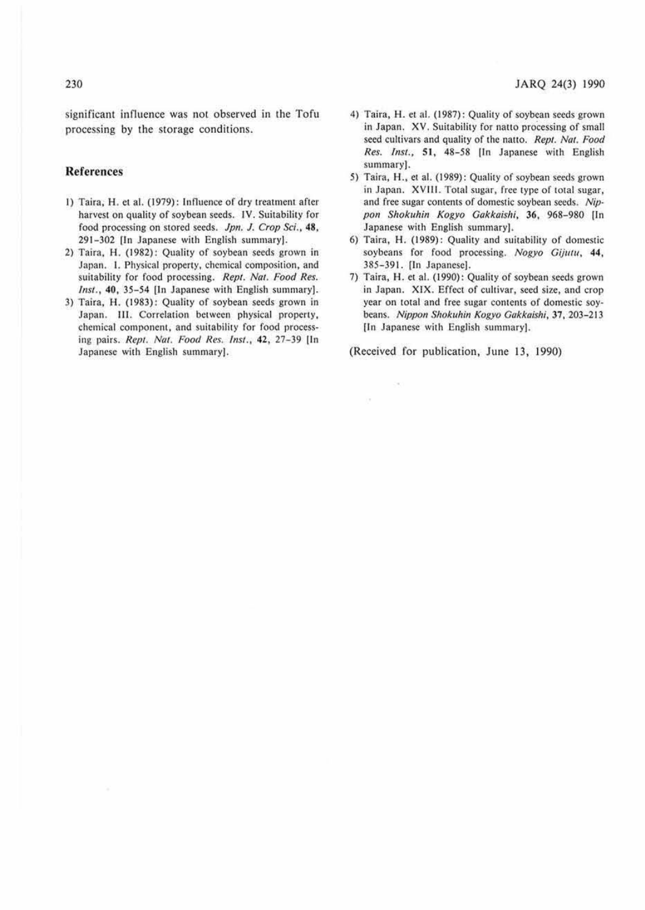significant influence was not observed in the Tofu processing by the storage conditions.

## References

1) Taira, H. et al. (1979): Influence of dry treatment after harvest on quality of soybean seeds. IV. Suitability for food processing on stored seeds. *Jpn. J. Crop Sci.*, **48**, 291–302 [In Japanese with English summary].
2) Taira, H. (1982): Quality of soybean seeds grown in Japan. I. Physical property, chemical composition, and suitability for food processing. *Rept. Nat. Food Res. Inst.*, **40**, 35–54 [In Japanese with English summary].
3) Taira, H. (1983): Quality of soybean seeds grown in Japan. III. Correlation between physical property, chemical component, and suitability for food processing pairs. *Rept. Nat. Food Res. Inst.*, **42**, 27–39 [In Japanese with English summary].
4) Taira, H. et al. (1987): Quality of soybean seeds grown in Japan. XV. Suitability for natto processing of small seed cultivars and quality of the natto. *Rept. Nat. Food Res. Inst.*, **51**, 48–58 [In Japanese with English summary].
5) Taira, H., et al. (1989): Quality of soybean seeds grown in Japan. XVIII. Total sugar, free type of total sugar, and free sugar contents of domestic soybean seeds. *Nippon Shokuhin Kogyo Gakkaishi*, **36**, 968–980 [In Japanese with English summary].
6) Taira, H. (1989): Quality and suitability of domestic soybeans for food processing. *Nogyo Gijutu*, **44**, 385–391. [In Japanese].
7) Taira, H. et al. (1990): Quality of soybean seeds grown in Japan. XIX. Effect of cultivar, seed size, and crop year on total and free sugar contents of domestic soybeans. *Nippon Shokuhin Kogyo Gakkaishi*, **37**, 203–213 [In Japanese with English summary].

(Received for publication, June 13, 1990)